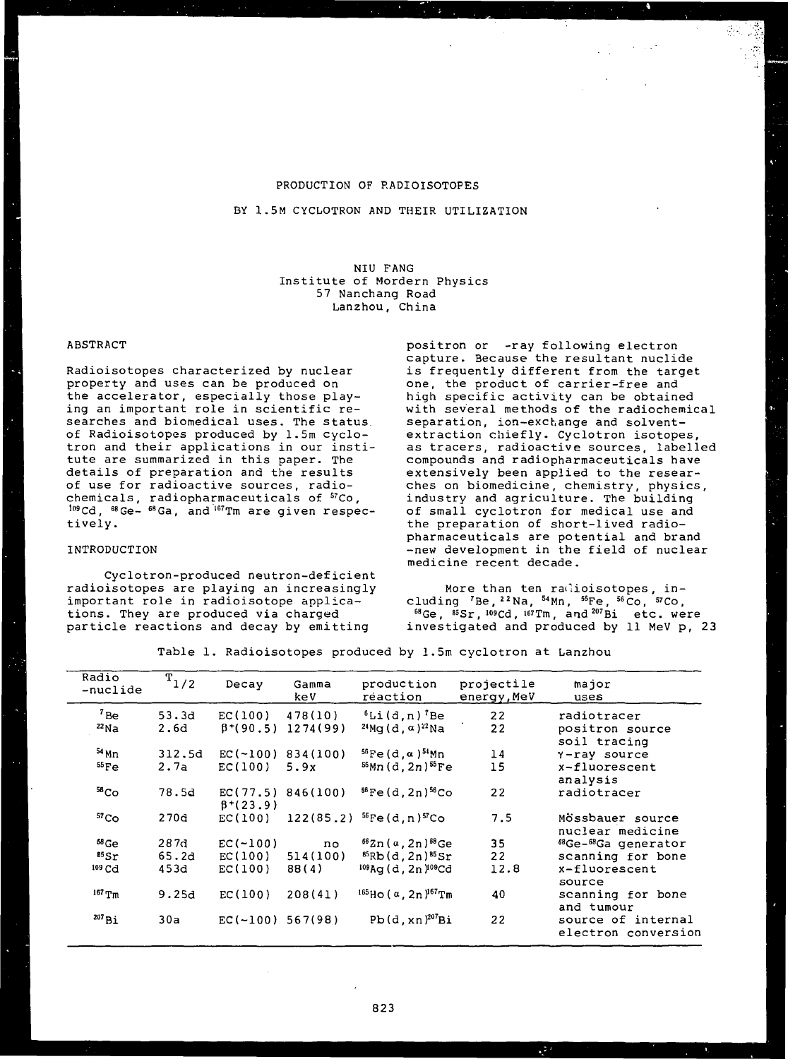# PRODUCTION OF RADIOISOTOPES

## BY 1.5M CYCLOTRON AND THEIR UTILIZATION

NIU FANG
Institute of Mordern Physics
57 Nanchang Road
Lanzhou, China

## ABSTRACT

Radioisotopes characterized by nuclear property and uses can be produced on the accelerator, especially those playing an important role in scientific researches and biomedical uses. The status of Radioisotopes produced by 1.5m cyclotron and their applications in our institute are summarized in this paper. The details of preparation and the results of use for radioactive sources, radiochemicals, radiopharmaceuticals of $^{57}$Co, $^{109}$Cd, $^{68}$Ge- $^{68}$Ga, and $^{167}$Tm are given respectively.

## INTRODUCTION

Cyclotron-produced neutron-deficient radioisotopes are playing an increasingly important role in radioisotope applications. They are produced via charged particle reactions and decay by emitting positron or -ray following electron capture. Because the resultant nuclide is frequently different from the target one, the product of carrier-free and high specific activity can be obtained with several methods of the radiochemical separation, ion-exchange and solvent-extraction chiefly. Cyclotron isotopes, as tracers, radioactive sources, labelled compounds and radiopharmaceuticals have extensively been applied to the researches on biomedicine, chemistry, physics, industry and agriculture. The building of small cyclotron for medical use and the preparation of short-lived radiopharmaceuticals are potential and brand -new development in the field of nuclear medicine recent decade.

More than ten radioisotopes, including $^{7}$Be, $^{22}$Na, $^{54}$Mn, $^{55}$Fe, $^{56}$Co, $^{57}$Co, $^{68}$Ge, $^{85}$Sr, $^{109}$Cd, $^{167}$Tm, and $^{207}$Bi etc. were investigated and produced by 11 MeV p, 23

Table 1. Radioisotopes produced by 1.5m cyclotron at Lanzhou

| Radio -nuclide | $T_{1/2}$ | Decay | Gamma keV | production reaction | projectile energy, MeV | major uses |
|---|---|---|---|---|---|---|
| $^{7}$Be | 53.3d | EC(100) | 478(10) | $^{6}$Li(d,n)$^{7}$Be | 22 | radiotracer |
| $^{22}$Na | 2.6d | $\beta^{+}$(90.5) | 1274(99) | $^{24}$Mg(d,$\alpha$)$^{22}$Na | 22 | positron source soil tracing |
| $^{54}$Mn | 312.5d | EC(~100) | 834(100) | $^{56}$Fe(d,$\alpha$)$^{54}$Mn | 14 | $\gamma$-ray source |
| $^{55}$Fe | 2.7a | EC(100) | 5.9x | $^{55}$Mn(d,2n)$^{55}$Fe | 15 | x-fluorescent analysis |
| $^{56}$Co | 78.5d | EC(77.5) $\beta^{+}$(23.9) | 846(100) | $^{56}$Fe(d,2n)$^{56}$Co | 22 | radiotracer |
| $^{57}$Co | 270d | EC(100) | 122(85.2) | $^{56}$Fe(d,n)$^{57}$Co | 7.5 | Mössbauer source nuclear medicine |
| $^{68}$Ge | 287d | EC(~100) | no | $^{66}$Zn($\alpha$,2n)$^{68}$Ge | 35 | $^{68}$Ge-$^{68}$Ga generator |
| $^{85}$Sr | 65.2d | EC(100) | 514(100) | $^{85}$Rb(d,2n)$^{85}$Sr | 22 | scanning for bone |
| $^{109}$Cd | 453d | EC(100) | 88(4) | $^{109}$Ag(d,2n)$^{109}$Cd | 12.8 | x-fluorescent source |
| $^{167}$Tm | 9.25d | EC(100) | 208(41) | $^{165}$Ho($\alpha$,2n)$^{167}$Tm | 40 | scanning for bone and tumour |
| $^{207}$Bi | 30a | EC(~100) | 567(98) | Pb(d,xn)$^{207}$Bi | 22 | source of internal electron conversion |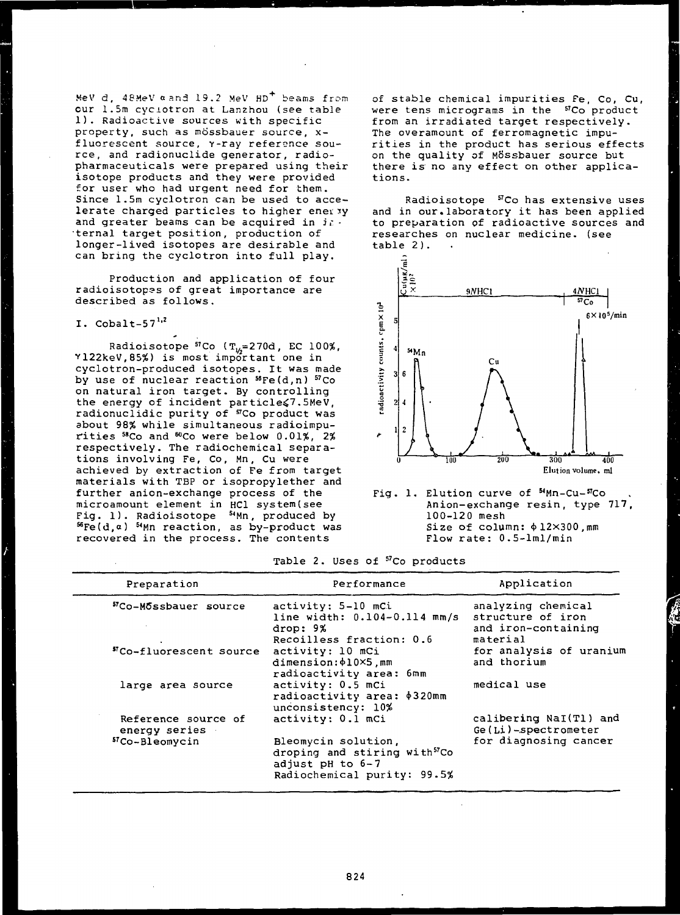MeV d, 48MeV α and 19.2 MeV $HD^+$ beams from our 1.5m cyclotron at Lanzhou (see table 1). Radioactive sources with specific property, such as mössbauer source, x-fluorescent source, γ-ray reference source, and radionuclide generator, radiopharmaceuticals were prepared using their isotope products and they were provided for user who had urgent need for them. Since 1.5m cyclotron can be used to accelerate charged particles to higher energy and greater beams can be acquired in internal target position, production of longer-lived isotopes are desirable and can bring the cyclotron into full play.

Production and application of four radioisotopes of great importance are described as follows.

## I. Cobalt-57[1,2]

Radioisotope $^{57}Co$ ($T_{1/2}$=270d, EC 100%, γ122keV,85%) is most important one in cyclotron-produced isotopes. It was made by use of nuclear reaction $^{56}Fe(d,n)\,^{57}Co$ on natural iron target. By controlling the energy of incident particle≤7.5MeV, radionuclidic purity of $^{57}Co$ product was about 98% while simultaneous radioimpurities $^{58}Co$ and $^{60}Co$ were below 0.01%, 2% respectively. The radiochemical separations involving Fe, Co, Mn, Cu were achieved by extraction of Fe from target materials with TBP or isopropylether and further anion-exchange process of the microamount element in HCl system(see Fig. 1). Radioisotope $^{54}Mn$, produced by $^{56}Fe(d,\alpha)\,^{54}Mn$ reaction, as by-product was recovered in the process. The contents of stable chemical impurities Fe, Co, Cu, were tens micrograms in the $^{57}Co$ product from an irradiated target respectively. The overamount of ferromagnetic impurities in the product has serious effects on the quality of Mössbauer source but there is no any effect on other applications.

Radioisotope $^{57}Co$ has extensive uses and in our laboratory it has been applied to preparation of radioactive sources and researches on nuclear medicine. (see table 2).

Fig. 1. Elution curve of $^{54}Mn$-Cu-$^{57}Co$
Anion-exchange resin, type 717, 100-120 mesh
Size of column: ϕ12×300,mm
Flow rate: 0.5-1ml/min

Table 2. Uses of $^{57}Co$ products

| Preparation | Performance | Application |
|---|---|---|
| $^{57}Co$-Mössbauer source | activity: 5-10 mCi<br>line width: 0.104-0.114 mm/s<br>drop: 9%<br>Recoilless fraction: 0.6 | analyzing chemical structure of iron and iron-containing material |
| $^{57}Co$-fluorescent source | activity: 10 mCi<br>dimension:ϕ10×5,mm<br>radioactivity area: 6mm | for analysis of uranium and thorium |
| large area source | activity: 0.5 mCi<br>radioactivity area: ϕ320mm<br>unconsistency: 10% | medical use |
| Reference source of energy series | activity: 0.1 mCi | calibering NaI(Tl) and Ge(Li)-spectrometer |
| $^{57}Co$-Bleomycin | Bleomycin solution, droping and stiring with $^{57}Co$ adjust pH to 6-7<br>Radiochemical purity: 99.5% | for diagnosing cancer |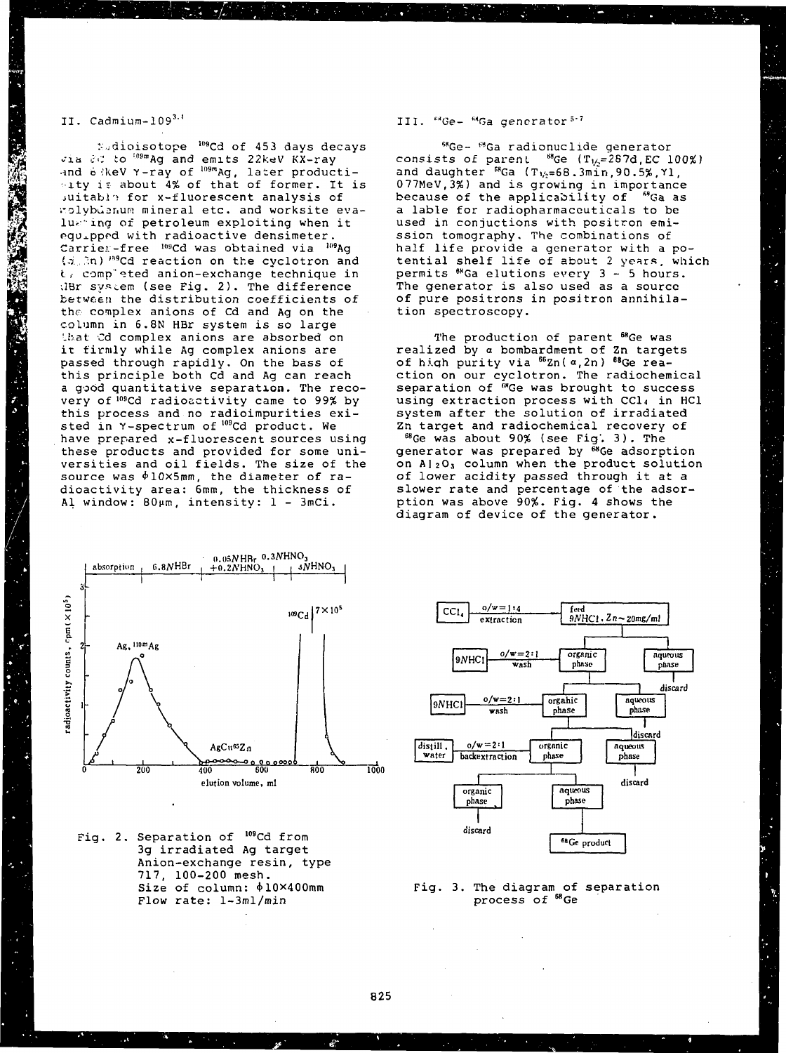## II. Cadmium-109[3,4]

Radioisotope $^{109}$Cd of 453 days decays via EC to $^{109m}$Ag and emits 22keV KX-ray and 88keV γ-ray of $^{109m}$Ag, later productivity is about 4% of that of former. It is suitable for x-fluorescent analysis of molybdenum mineral etc. and worksite evaluating of petroleum exploiting when it equipped with radioactive densimeter. Carrier-free $^{109}$Cd was obtained via $^{109}$Ag (d,2n) $^{109}$Cd reaction on the cyclotron and by completed anion-exchange technique in HBr system (see Fig. 2). The difference between the distribution coefficients of the complex anions of Cd and Ag on the column in 6.8N HBr system is so large that Cd complex anions are absorbed on it firmly while Ag complex anions are passed through rapidly. On the bass of this principle both Cd and Ag can reach a good quantitative separation. The recovery of $^{109}$Cd radioactivity came to 99% by this process and no radioimpurities existed in γ-spectrum of $^{109}$Cd product. We have prepared x-fluorescent sources using these products and provided for some universities and oil fields. The size of the source was $\phi$10×5mm, the diameter of radioactivity area: 6mm, the thickness of Al window: 80μm, intensity: 1 - 3mCi.

Fig. 2. Separation of $^{109}$Cd from 3g irradiated Ag target
Anion-exchange resin, type 717, 100-200 mesh.
Size of column: $\phi$10×400mm
Flow rate: 1-3ml/min

## III. $^{68}$Ge- $^{68}$Ga generator[5-7]

$^{68}$Ge- $^{68}$Ga radionuclide generator consists of parent $^{68}$Ge ($T_{1/2}$=287d, EC 100%) and daughter $^{68}$Ga ($T_{1/2}$=68.3min, 90.5%, γ1, 077MeV, 3%) and is growing in importance because of the applicability of $^{68}$Ga as a lable for radiopharmaceuticals to be used in conjuctions with positron emission tomography. The combinations of half life provide a generator with a potential shelf life of about 2 years, which permits $^{68}$Ga elutions every 3 - 5 hours. The generator is also used as a source of pure positrons in positron annihilation spectroscopy.

The production of parent $^{68}$Ge was realized by α bombardment of Zn targets of high purity via $^{66}$Zn(α,2n) $^{68}$Ge reaction on our cyclotron. The radiochemical separation of $^{68}$Ge was brought to success using extraction process with $CCl_4$ in HCl system after the solution of irradiated Zn target and radiochemical recovery of $^{68}$Ge was about 90% (see Fig. 3). The generator was prepared by $^{68}$Ge adsorption on $Al_2O_3$ column when the product solution of lower acidity passed through it at a slower rate and percentage of the adsorption was above 90%. Fig. 4 shows the diagram of device of the generator.

Fig. 3. The diagram of separation process of $^{68}$Ge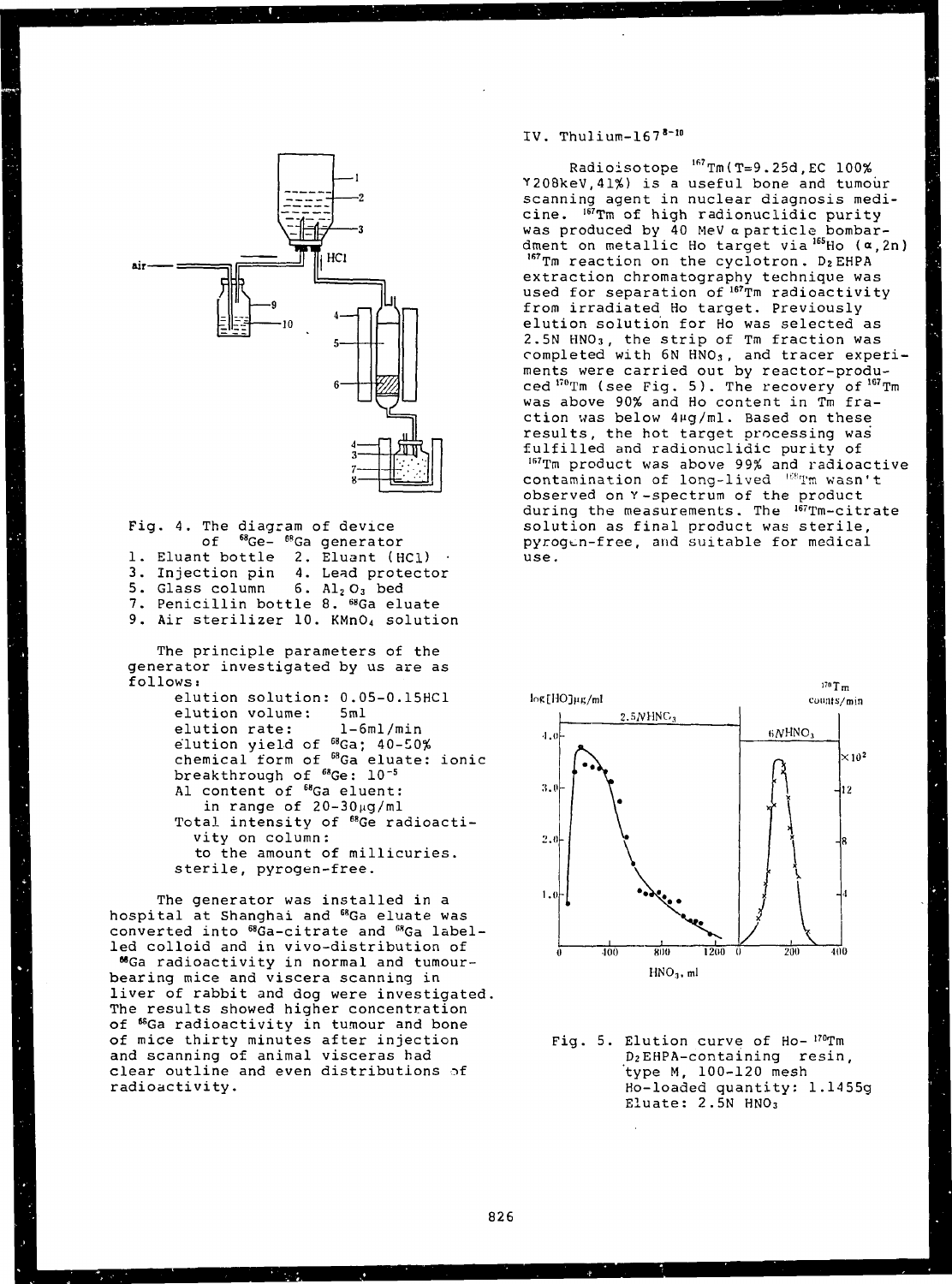Fig. 4. The diagram of device of $^{68}Ge$- $^{68}Ga$ generator
1. Eluant bottle 2. Eluant (HCl)
3. Injection pin 4. Lead protector
5. Glass column 6. $Al_2O_3$ bed
7. Penicillin bottle 8. $^{68}Ga$ eluate
9. Air sterilizer 10. $KMnO_4$ solution

The principle parameters of the generator investigated by us are as follows:

- elution solution: 0.05-0.15HCl
- elution volume: 5ml
- elution rate: 1-6ml/min
- elution yield of $^{68}Ga$; 40-50%
- chemical form of $^{68}Ga$ eluate: ionic
- breakthrough of $^{68}Ge$: $10^{-5}$
- Al content of $^{68}Ga$ eluent: in range of 20-30μg/ml
- Total intensity of $^{68}Ge$ radioactivity on column: to the amount of millicuries.
- sterile, pyrogen-free.

The generator was installed in a hospital at Shanghai and $^{68}Ga$ eluate was converted into $^{68}Ga$-citrate and $^{68}Ga$ labelled colloid and in vivo-distribution of $^{68}Ga$ radioactivity in normal and tumour-bearing mice and viscera scanning in liver of rabbit and dog were investigated. The results showed higher concentration of $^{68}Ga$ radioactivity in tumour and bone of mice thirty minutes after injection and scanning of animal visceras had clear outline and even distributions of radioactivity.

## IV. Thulium-167[8-10]

Radioisotope $^{167}Tm$(T=9.25d,EC 100% γ208keV,41%) is a useful bone and tumour scanning agent in nuclear diagnosis medicine. $^{167}Tm$ of high radionuclidic purity was produced by 40 MeV α particle bombardment on metallic Ho target via $^{165}Ho$ (α,2n) $^{167}Tm$ reaction on the cyclotron. $D_2EHPA$ extraction chromatography technique was used for separation of $^{167}Tm$ radioactivity from irradiated Ho target. Previously elution solution for Ho was selected as 2.5N $HNO_3$, the strip of Tm fraction was completed with 6N $HNO_3$, and tracer experiments were carried out by reactor-produced $^{170}Tm$ (see Fig. 5). The recovery of $^{167}Tm$ was above 90% and Ho content in Tm fraction was below 4μg/ml. Based on these results, the hot target processing was fulfilled and radionuclidic purity of $^{167}Tm$ product was above 99% and radioactive contamination of long-lived $^{168}Tm$ wasn't observed on γ-spectrum of the product during the measurements. The $^{167}Tm$-citrate solution as final product was sterile, pyrogen-free, and suitable for medical use.

Fig. 5. Elution curve of Ho- $^{170}Tm$ $D_2EHPA$-containing resin, type M, 100-120 mesh
Ho-loaded quantity: 1.1455g
Eluate: 2.5N $HNO_3$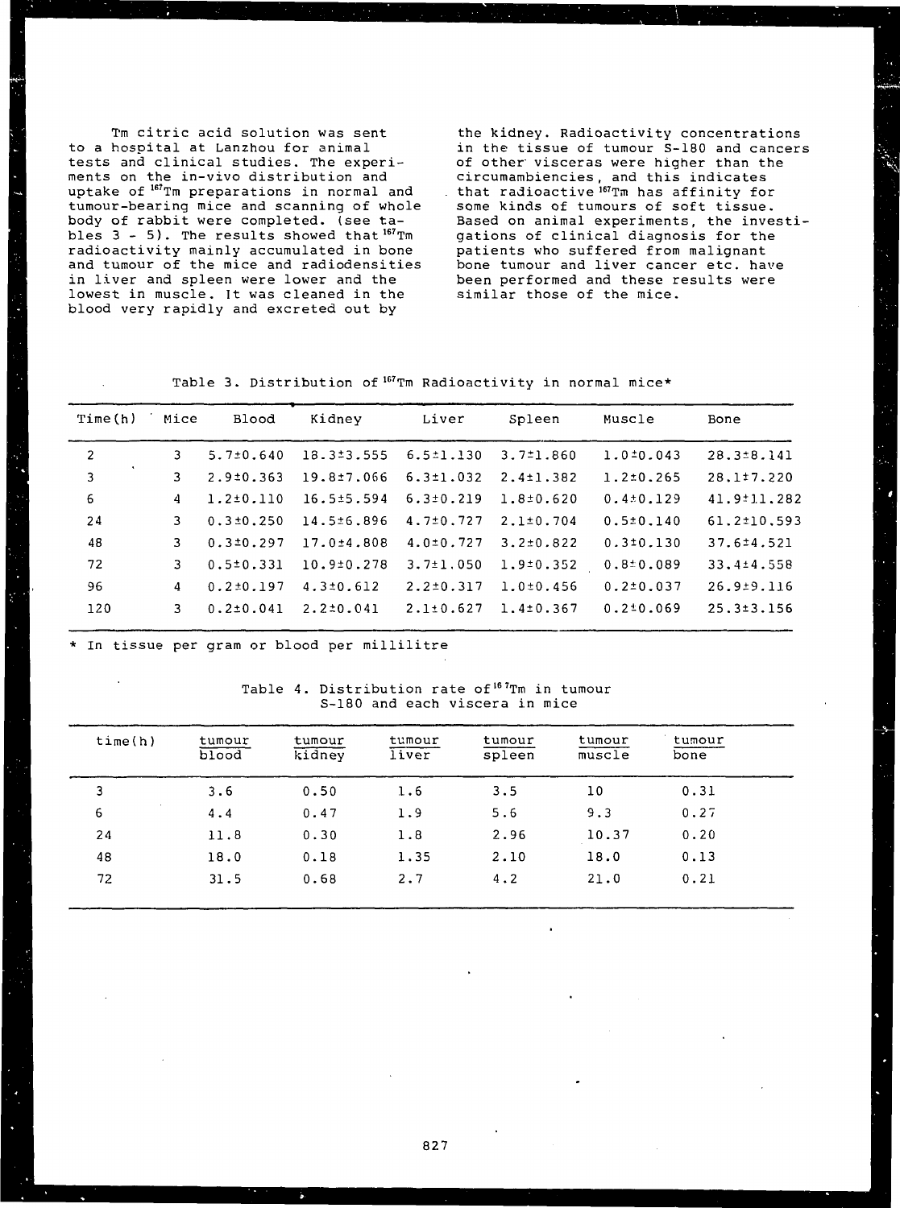Tm citric acid solution was sent to a hospital at Lanzhou for animal tests and clinical studies. The experiments on the in-vivo distribution and uptake of $^{167}$Tm preparations in normal and tumour-bearing mice and scanning of whole body of rabbit were completed. (see tables 3 - 5). The results showed that $^{167}$Tm radioactivity mainly accumulated in bone and tumour of the mice and radiodensities in liver and spleen were lower and the lowest in muscle. It was cleaned in the blood very rapidly and excreted out by the kidney. Radioactivity concentrations in the tissue of tumour S-180 and cancers of other visceras were higher than the circumambiencies, and this indicates that radioactive $^{167}$Tm has affinity for some kinds of tumours of soft tissue. Based on animal experiments, the investigations of clinical diagnosis for the patients who suffered from malignant bone tumour and liver cancer etc. have been performed and these results were similar those of the mice.

Table 3. Distribution of $^{167}$Tm Radioactivity in normal mice*

| Time(h) | Mice | Blood | Kidney | Liver | Spleen | Muscle | Bone |
|---|---|---|---|---|---|---|---|
| 2 | 3 | 5.7±0.640 | 18.3±3.555 | 6.5±1.130 | 3.7±1.860 | 1.0±0.043 | 28.3±8.141 |
| 3 | 3 | 2.9±0.363 | 19.8±7.066 | 6.3±1.032 | 2.4±1.382 | 1.2±0.265 | 28.1±7.220 |
| 6 | 4 | 1.2±0.110 | 16.5±5.594 | 6.3±0.219 | 1.8±0.620 | 0.4±0.129 | 41.9±11.282 |
| 24 | 3 | 0.3±0.250 | 14.5±6.896 | 4.7±0.727 | 2.1±0.704 | 0.5±0.140 | 61.2±10.593 |
| 48 | 3 | 0.3±0.297 | 17.0±4.808 | 4.0±0.727 | 3.2±0.822 | 0.3±0.130 | 37.6±4.521 |
| 72 | 3 | 0.5±0.331 | 10.9±0.278 | 3.7±1.050 | 1.9±0.352 | 0.8±0.089 | 33.4±4.558 |
| 96 | 4 | 0.2±0.197 | 4.3±0.612 | 2.2±0.317 | 1.0±0.456 | 0.2±0.037 | 26.9±9.116 |
| 120 | 3 | 0.2±0.041 | 2.2±0.041 | 2.1±0.627 | 1.4±0.367 | 0.2±0.069 | 25.3±3.156 |

* In tissue per gram or blood per millilitre

Table 4. Distribution rate of $^{167}$Tm in tumour S-180 and each viscera in mice

| time(h) | tumour/blood | tumour/kidney | tumour/liver | tumour/spleen | tumour/muscle | tumour/bone |
|---|---|---|---|---|---|---|
| 3 | 3.6 | 0.50 | 1.6 | 3.5 | 10 | 0.31 |
| 6 | 4.4 | 0.47 | 1.9 | 5.6 | 9.3 | 0.27 |
| 24 | 11.8 | 0.30 | 1.8 | 2.96 | 10.37 | 0.20 |
| 48 | 18.0 | 0.18 | 1.35 | 2.10 | 18.0 | 0.13 |
| 72 | 31.5 | 0.68 | 2.7 | 4.2 | 21.0 | 0.21 |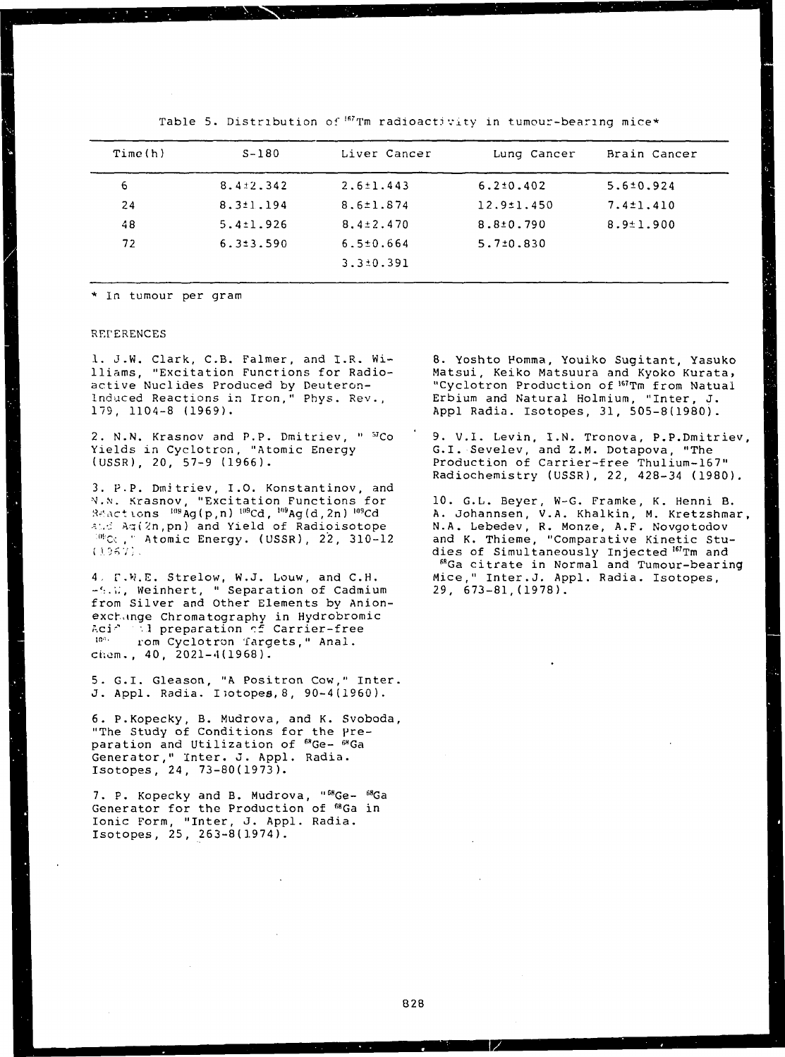Table 5. Distribution of $^{167}Tm$ radioactivity in tumour-bearing mice*

| Time(h) | S-180 | Liver Cancer | Lung Cancer | Brain Cancer |
|---|---|---|---|---|
| 6 | 8.4±2.342 | 2.6±1.443 | 6.2±0.402 | 5.6±0.924 |
| 24 | 8.3±1.194 | 8.6±1.874 | 12.9±1.450 | 7.4±1.410 |
| 48 | 5.4±1.926 | 8.4±2.470 | 8.8±0.790 | 8.9±1.900 |
| 72 | 6.3±3.590 | 6.5±0.664 | 5.7±0.830 | |
| | | 3.3±0.391 | | |

\* In tumour per gram

REFERENCES

1. J.W. Clark, C.B. Falmer, and I.R. Williams, "Excitation Functions for Radioactive Nuclides Produced by Deuteron-Induced Reactions in Iron," Phys. Rev., 179, 1104-8 (1969).

2. N.N. Krasnov and P.P. Dmitriev, " $^{57}Co$ Yields in Cyclotron, "Atomic Energy (USSR), 20, 57-9 (1966).

3. P.P. Dmitriev, I.O. Konstantinov, and N.N. Krasnov, "Excitation Functions for Reactions $^{109}Ag(p,n)\,^{109}Cd$, $^{109}Ag(d,2n)\,^{109}Cd$ and Ag(2n,pn) and Yield of Radioisotope $^{109}Cd$," Atomic Energy. (USSR), 22, 310-12 (1967).

4. F.W.E. Strelow, W.J. Louw, and C.H. -S.W. Weinhert, " Separation of Cadmium from Silver and Other Elements by Anion-exchange Chromatography in Hydrobromic Acid and preparation of Carrier-free $^{109}$ from Cyclotron Targets," Anal. chem., 40, 2021-4(1968).

5. G.I. Gleason, "A Positron Cow," Inter. J. Appl. Radia. Isotopes, 8, 90-4(1960).

6. P.Kopecky, B. Mudrova, and K. Svoboda, "The Study of Conditions for the Preparation and Utilization of $^{68}Ge$- $^{68}Ga$ Generator," Inter. J. Appl. Radia. Isotopes, 24, 73-80(1973).

7. P. Kopecky and B. Mudrova, "$^{68}Ge$- $^{68}Ga$ Generator for the Production of $^{68}Ga$ in Ionic Form, "Inter, J. Appl. Radia. Isotopes, 25, 263-8(1974).

8. Yoshto Homma, Youiko Sugitant, Yasuko Matsui, Keiko Matsuura and Kyoko Kurata, "Cyclotron Production of $^{167}Tm$ from Natual Erbium and Natural Holmium, "Inter, J. Appl Radia. Isotopes, 31, 505-8(1980).

9. V.I. Levin, I.N. Tronova, P.P.Dmitriev, G.I. Sevelev, and Z.M. Dotapova, "The Production of Carrier-free Thulium-167" Radiochemistry (USSR), 22, 428-34 (1980).

10. G.L. Beyer, W-G. Framke, K. Henni B. A. Johannsen, V.A. Khalkin, M. Kretzshmar, N.A. Lebedev, R. Monze, A.F. Novgotodov and K. Thieme, "Comparative Kinetic Studies of Simultaneously Injected $^{167}Tm$ and $^{68}Ga$ citrate in Normal and Tumour-bearing Mice," Inter.J. Appl. Radia. Isotopes, 29, 673-81,(1978).